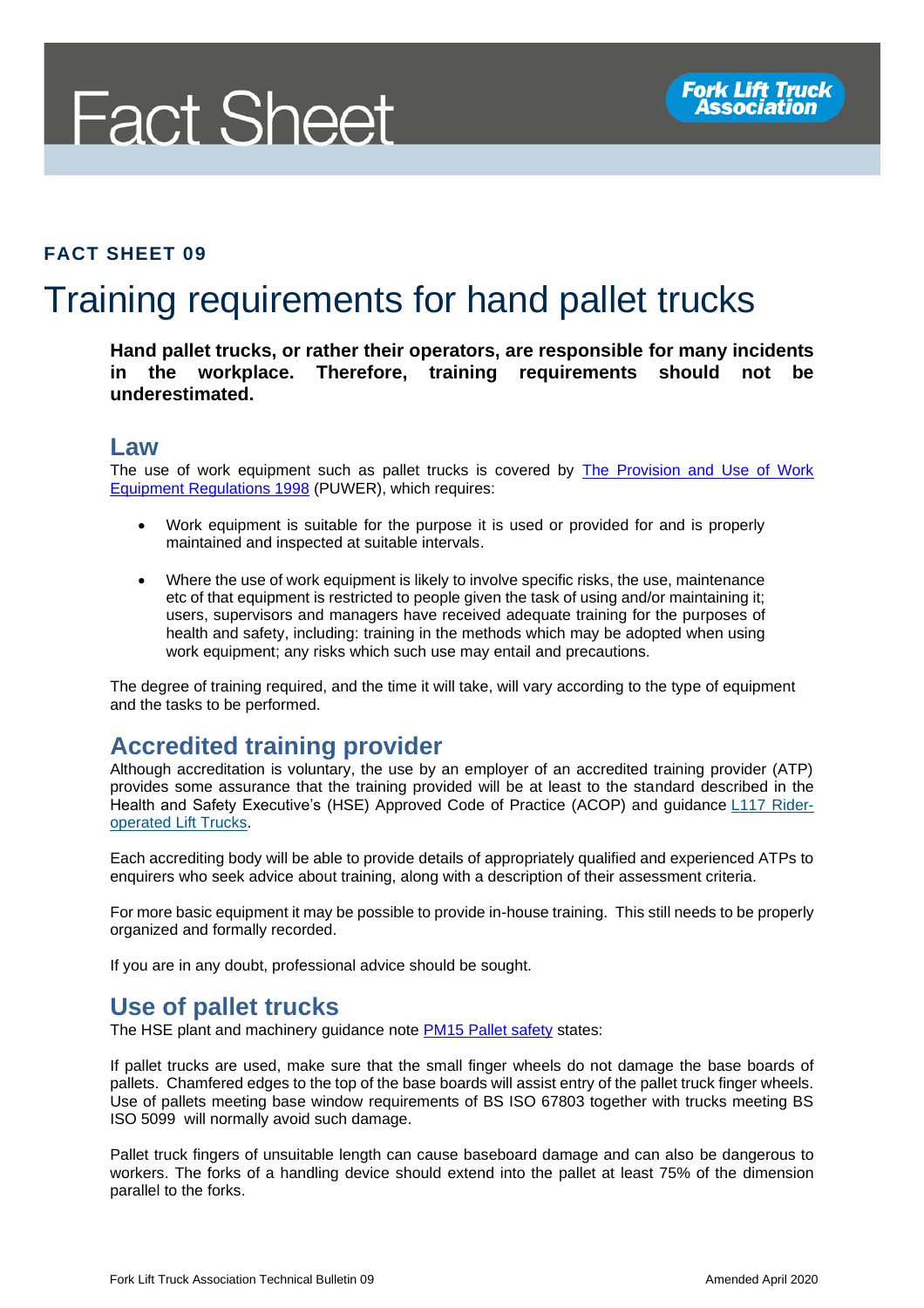# Fact Sheet

Fork Lift Truck Association

**FACT SHEET 09**

# Training requirements for hand pallet trucks

**Hand pallet trucks, or rather their operators, are responsible for many incidents in the workplace. Therefore, training requirements should not be underestimated.**

## Law

The use of work equipment such as pallet trucks is covered by [The Provision and Use of Work Equipment Regulations 1998]() (PUWER), which requires:

- Work equipment is suitable for the purpose it is used or provided for and is properly maintained and inspected at suitable intervals.

- Where the use of work equipment is likely to involve specific risks, the use, maintenance etc of that equipment is restricted to people given the task of using and/or maintaining it; users, supervisors and managers have received adequate training for the purposes of health and safety, including: training in the methods which may be adopted when using work equipment; any risks which such use may entail and precautions.

The degree of training required, and the time it will take, will vary according to the type of equipment and the tasks to be performed.

## Accredited training provider

Although accreditation is voluntary, the use by an employer of an accredited training provider (ATP) provides some assurance that the training provided will be at least to the standard described in the Health and Safety Executive's (HSE) Approved Code of Practice (ACOP) and guidance [L117 Rider-operated Lift Trucks]().

Each accrediting body will be able to provide details of appropriately qualified and experienced ATPs to enquirers who seek advice about training, along with a description of their assessment criteria.

For more basic equipment it may be possible to provide in-house training. This still needs to be properly organized and formally recorded.

If you are in any doubt, professional advice should be sought.

## Use of pallet trucks

The HSE plant and machinery guidance note [PM15 Pallet safety]() states:

If pallet trucks are used, make sure that the small finger wheels do not damage the base boards of pallets. Chamfered edges to the top of the base boards will assist entry of the pallet truck finger wheels. Use of pallets meeting base window requirements of BS ISO 67803 together with trucks meeting BS ISO 5099 will normally avoid such damage.

Pallet truck fingers of unsuitable length can cause baseboard damage and can also be dangerous to workers. The forks of a handling device should extend into the pallet at least 75% of the dimension parallel to the forks.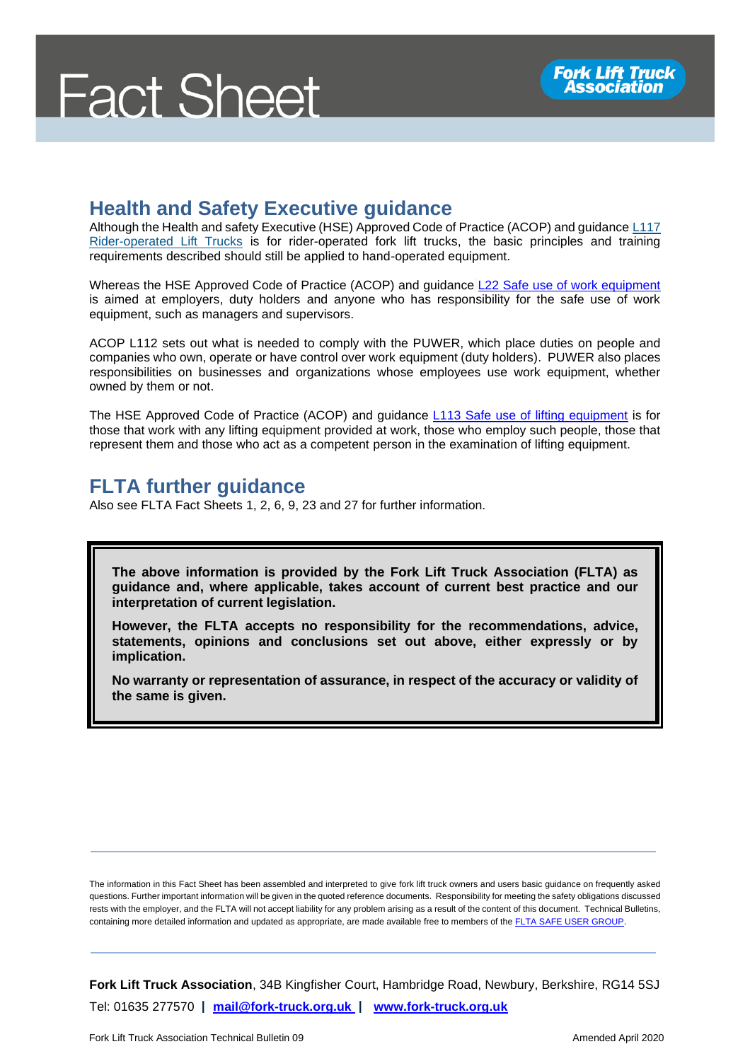## Health and Safety Executive guidance

Although the Health and safety Executive (HSE) Approved Code of Practice (ACOP) and guidance L117 Rider-operated Lift Trucks is for rider-operated fork lift trucks, the basic principles and training requirements described should still be applied to hand-operated equipment.

Whereas the HSE Approved Code of Practice (ACOP) and guidance L22 Safe use of work equipment is aimed at employers, duty holders and anyone who has responsibility for the safe use of work equipment, such as managers and supervisors.

ACOP L112 sets out what is needed to comply with the PUWER, which place duties on people and companies who own, operate or have control over work equipment (duty holders). PUWER also places responsibilities on businesses and organizations whose employees use work equipment, whether owned by them or not.

The HSE Approved Code of Practice (ACOP) and guidance L113 Safe use of lifting equipment is for those that work with any lifting equipment provided at work, those who employ such people, those that represent them and those who act as a competent person in the examination of lifting equipment.

## FLTA further guidance

Also see FLTA Fact Sheets 1, 2, 6, 9, 23 and 27 for further information.

**The above information is provided by the Fork Lift Truck Association (FLTA) as guidance and, where applicable, takes account of current best practice and our interpretation of current legislation.**

**However, the FLTA accepts no responsibility for the recommendations, advice, statements, opinions and conclusions set out above, either expressly or by implication.**

**No warranty or representation of assurance, in respect of the accuracy or validity of the same is given.**

The information in this Fact Sheet has been assembled and interpreted to give fork lift truck owners and users basic guidance on frequently asked questions. Further important information will be given in the quoted reference documents. Responsibility for meeting the safety obligations discussed rests with the employer, and the FLTA will not accept liability for any problem arising as a result of the content of this document. Technical Bulletins, containing more detailed information and updated as appropriate, are made available free to members of the FLTA SAFE USER GROUP.

**Fork Lift Truck Association**, 34B Kingfisher Court, Hambridge Road, Newbury, Berkshire, RG14 5SJ

Tel: 01635 277570 | **mail@fork-truck.org.uk** | **www.fork-truck.org.uk**